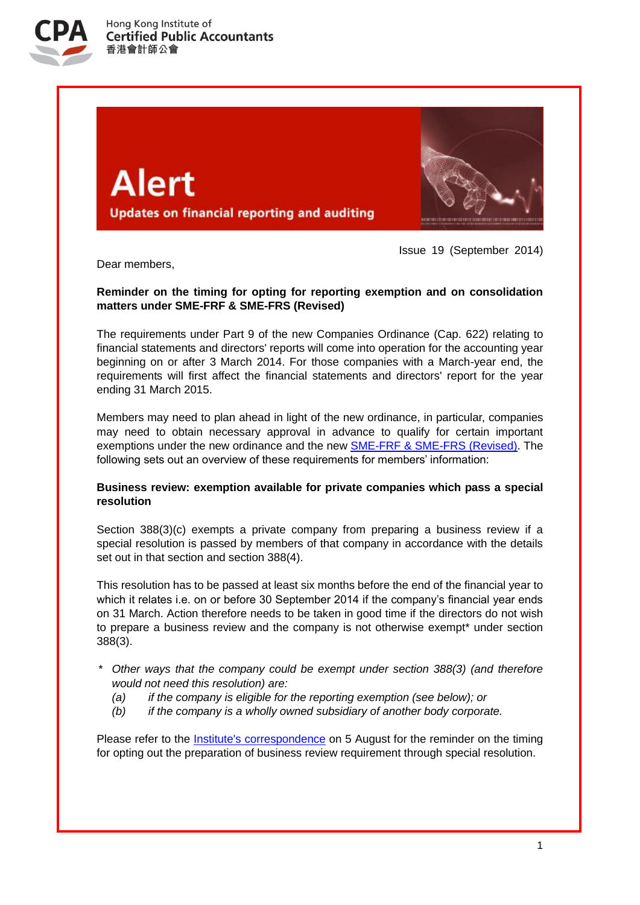Hong Kong Institute of
Certified Public Accountants
香港會計師公會

# Alert

Updates on financial reporting and auditing

Issue 19 (September 2014)

Dear members,

**Reminder on the timing for opting for reporting exemption and on consolidation matters under SME-FRF & SME-FRS (Revised)**

The requirements under Part 9 of the new Companies Ordinance (Cap. 622) relating to financial statements and directors' reports will come into operation for the accounting year beginning on or after 3 March 2014. For those companies with a March-year end, the requirements will first affect the financial statements and directors' report for the year ending 31 March 2015.

Members may need to plan ahead in light of the new ordinance, in particular, companies may need to obtain necessary approval in advance to qualify for certain important exemptions under the new ordinance and the new SME-FRF & SME-FRS (Revised). The following sets out an overview of these requirements for members' information:

**Business review: exemption available for private companies which pass a special resolution**

Section 388(3)(c) exempts a private company from preparing a business review if a special resolution is passed by members of that company in accordance with the details set out in that section and section 388(4).

This resolution has to be passed at least six months before the end of the financial year to which it relates i.e. on or before 30 September 2014 if the company's financial year ends on 31 March. Action therefore needs to be taken in good time if the directors do not wish to prepare a business review and the company is not otherwise exempt* under section 388(3).

\* *Other ways that the company could be exempt under section 388(3) (and therefore would not need this resolution) are:*
- *(a) if the company is eligible for the reporting exemption (see below); or*
- *(b) if the company is a wholly owned subsidiary of another body corporate.*

Please refer to the Institute's correspondence on 5 August for the reminder on the timing for opting out the preparation of business review requirement through special resolution.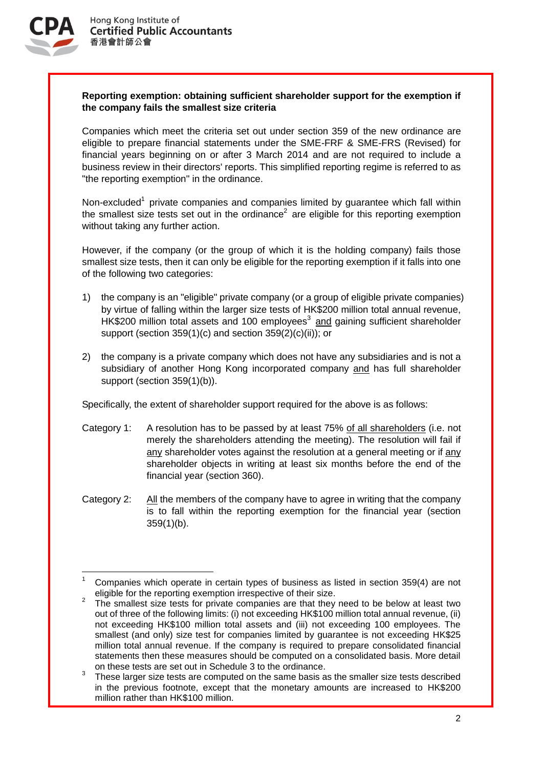**Reporting exemption: obtaining sufficient shareholder support for the exemption if the company fails the smallest size criteria**

Companies which meet the criteria set out under section 359 of the new ordinance are eligible to prepare financial statements under the SME-FRF & SME-FRS (Revised) for financial years beginning on or after 3 March 2014 and are not required to include a business review in their directors' reports. This simplified reporting regime is referred to as "the reporting exemption" in the ordinance.

Non-excluded[1] private companies and companies limited by guarantee which fall within the smallest size tests set out in the ordinance[2] are eligible for this reporting exemption without taking any further action.

However, if the company (or the group of which it is the holding company) fails those smallest size tests, then it can only be eligible for the reporting exemption if it falls into one of the following two categories:

1) the company is an "eligible" private company (or a group of eligible private companies) by virtue of falling within the larger size tests of HK$200 million total annual revenue, HK$200 million total assets and 100 employees[3] and gaining sufficient shareholder support (section 359(1)(c) and section 359(2)(c)(ii)); or

2) the company is a private company which does not have any subsidiaries and is not a subsidiary of another Hong Kong incorporated company and has full shareholder support (section 359(1)(b)).

Specifically, the extent of shareholder support required for the above is as follows:

Category 1: A resolution has to be passed by at least 75% of all shareholders (i.e. not merely the shareholders attending the meeting). The resolution will fail if any shareholder votes against the resolution at a general meeting or if any shareholder objects in writing at least six months before the end of the financial year (section 360).

Category 2: All the members of the company have to agree in writing that the company is to fall within the reporting exemption for the financial year (section 359(1)(b).

---

[1] Companies which operate in certain types of business as listed in section 359(4) are not eligible for the reporting exemption irrespective of their size.

[2] The smallest size tests for private companies are that they need to be below at least two out of three of the following limits: (i) not exceeding HK$100 million total annual revenue, (ii) not exceeding HK$100 million total assets and (iii) not exceeding 100 employees. The smallest (and only) size test for companies limited by guarantee is not exceeding HK$25 million total annual revenue. If the company is required to prepare consolidated financial statements then these measures should be computed on a consolidated basis. More detail on these tests are set out in Schedule 3 to the ordinance.

[3] These larger size tests are computed on the same basis as the smaller size tests described in the previous footnote, except that the monetary amounts are increased to HK$200 million rather than HK$100 million.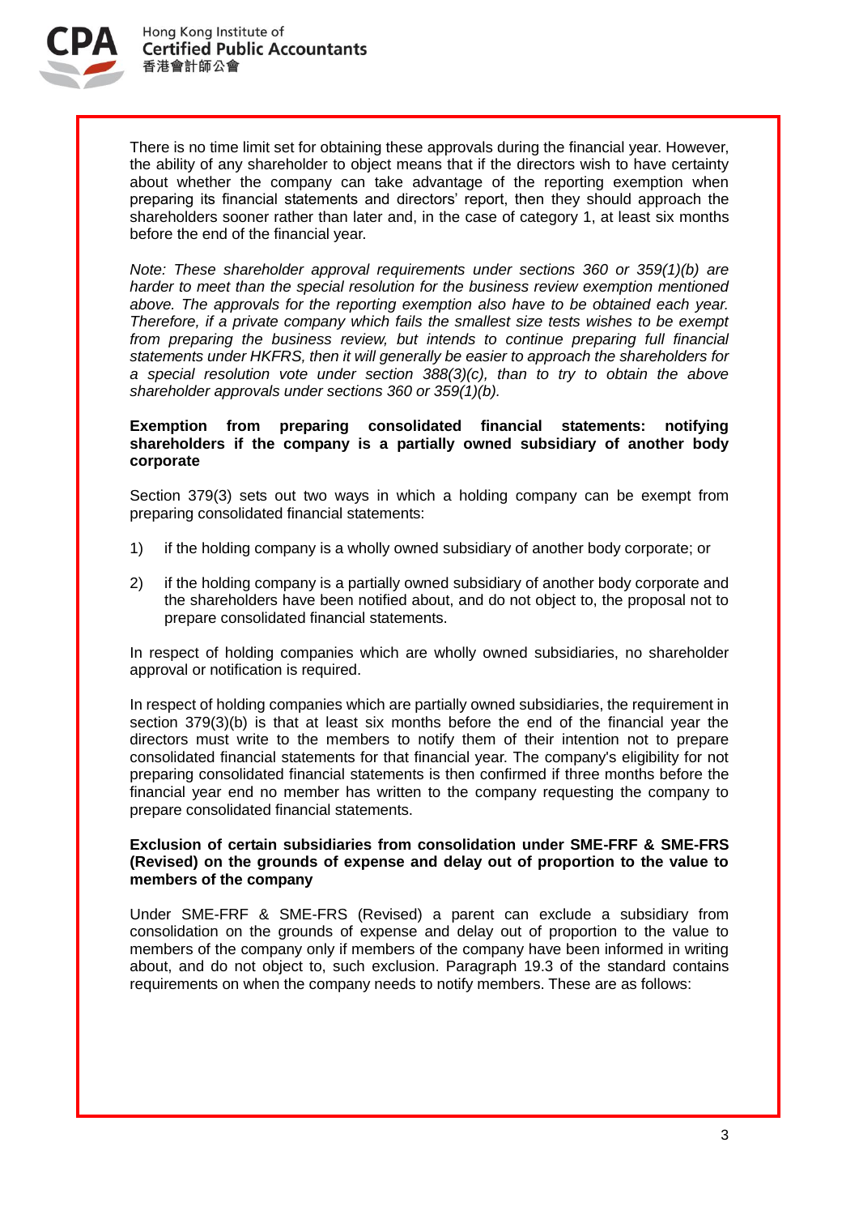There is no time limit set for obtaining these approvals during the financial year. However, the ability of any shareholder to object means that if the directors wish to have certainty about whether the company can take advantage of the reporting exemption when preparing its financial statements and directors' report, then they should approach the shareholders sooner rather than later and, in the case of category 1, at least six months before the end of the financial year.

*Note: These shareholder approval requirements under sections 360 or 359(1)(b) are harder to meet than the special resolution for the business review exemption mentioned above. The approvals for the reporting exemption also have to be obtained each year. Therefore, if a private company which fails the smallest size tests wishes to be exempt from preparing the business review, but intends to continue preparing full financial statements under HKFRS, then it will generally be easier to approach the shareholders for a special resolution vote under section 388(3)(c), than to try to obtain the above shareholder approvals under sections 360 or 359(1)(b).*

**Exemption from preparing consolidated financial statements: notifying shareholders if the company is a partially owned subsidiary of another body corporate**

Section 379(3) sets out two ways in which a holding company can be exempt from preparing consolidated financial statements:

1) if the holding company is a wholly owned subsidiary of another body corporate; or

2) if the holding company is a partially owned subsidiary of another body corporate and the shareholders have been notified about, and do not object to, the proposal not to prepare consolidated financial statements.

In respect of holding companies which are wholly owned subsidiaries, no shareholder approval or notification is required.

In respect of holding companies which are partially owned subsidiaries, the requirement in section 379(3)(b) is that at least six months before the end of the financial year the directors must write to the members to notify them of their intention not to prepare consolidated financial statements for that financial year. The company's eligibility for not preparing consolidated financial statements is then confirmed if three months before the financial year end no member has written to the company requesting the company to prepare consolidated financial statements.

**Exclusion of certain subsidiaries from consolidation under SME-FRF & SME-FRS (Revised) on the grounds of expense and delay out of proportion to the value to members of the company**

Under SME-FRF & SME-FRS (Revised) a parent can exclude a subsidiary from consolidation on the grounds of expense and delay out of proportion to the value to members of the company only if members of the company have been informed in writing about, and do not object to, such exclusion. Paragraph 19.3 of the standard contains requirements on when the company needs to notify members. These are as follows: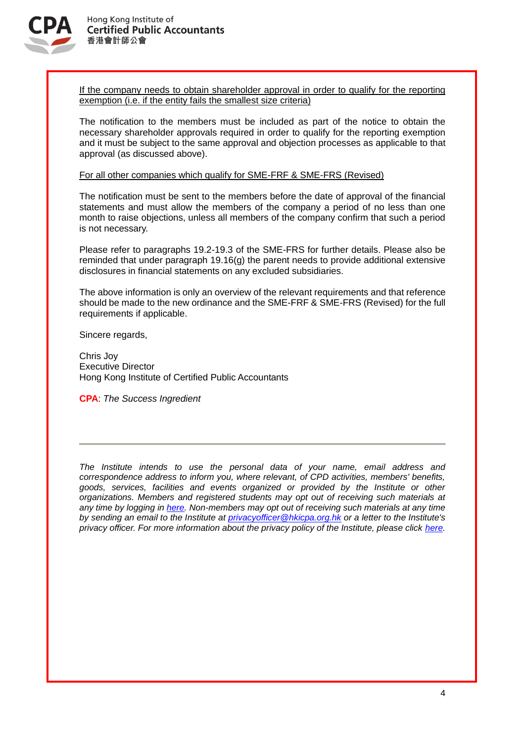Hong Kong Institute of
**Certified Public Accountants**
香港會計師公會

<u>If the company needs to obtain shareholder approval in order to qualify for the reporting exemption (i.e. if the entity fails the smallest size criteria)</u>

The notification to the members must be included as part of the notice to obtain the necessary shareholder approvals required in order to qualify for the reporting exemption and it must be subject to the same approval and objection processes as applicable to that approval (as discussed above).

<u>For all other companies which qualify for SME-FRF & SME-FRS (Revised)</u>

The notification must be sent to the members before the date of approval of the financial statements and must allow the members of the company a period of no less than one month to raise objections, unless all members of the company confirm that such a period is not necessary.

Please refer to paragraphs 19.2-19.3 of the SME-FRS for further details. Please also be reminded that under paragraph 19.16(g) the parent needs to provide additional extensive disclosures in financial statements on any excluded subsidiaries.

The above information is only an overview of the relevant requirements and that reference should be made to the new ordinance and the SME-FRF & SME-FRS (Revised) for the full requirements if applicable.

Sincere regards,

Chris Joy
Executive Director
Hong Kong Institute of Certified Public Accountants

**CPA**: *The Success Ingredient*

---

*The Institute intends to use the personal data of your name, email address and correspondence address to inform you, where relevant, of CPD activities, members' benefits, goods, services, facilities and events organized or provided by the Institute or other organizations. Members and registered students may opt out of receiving such materials at any time by logging in here. Non-members may opt out of receiving such materials at any time by sending an email to the Institute at privacyofficer@hkicpa.org.hk or a letter to the Institute's privacy officer. For more information about the privacy policy of the Institute, please click here.*